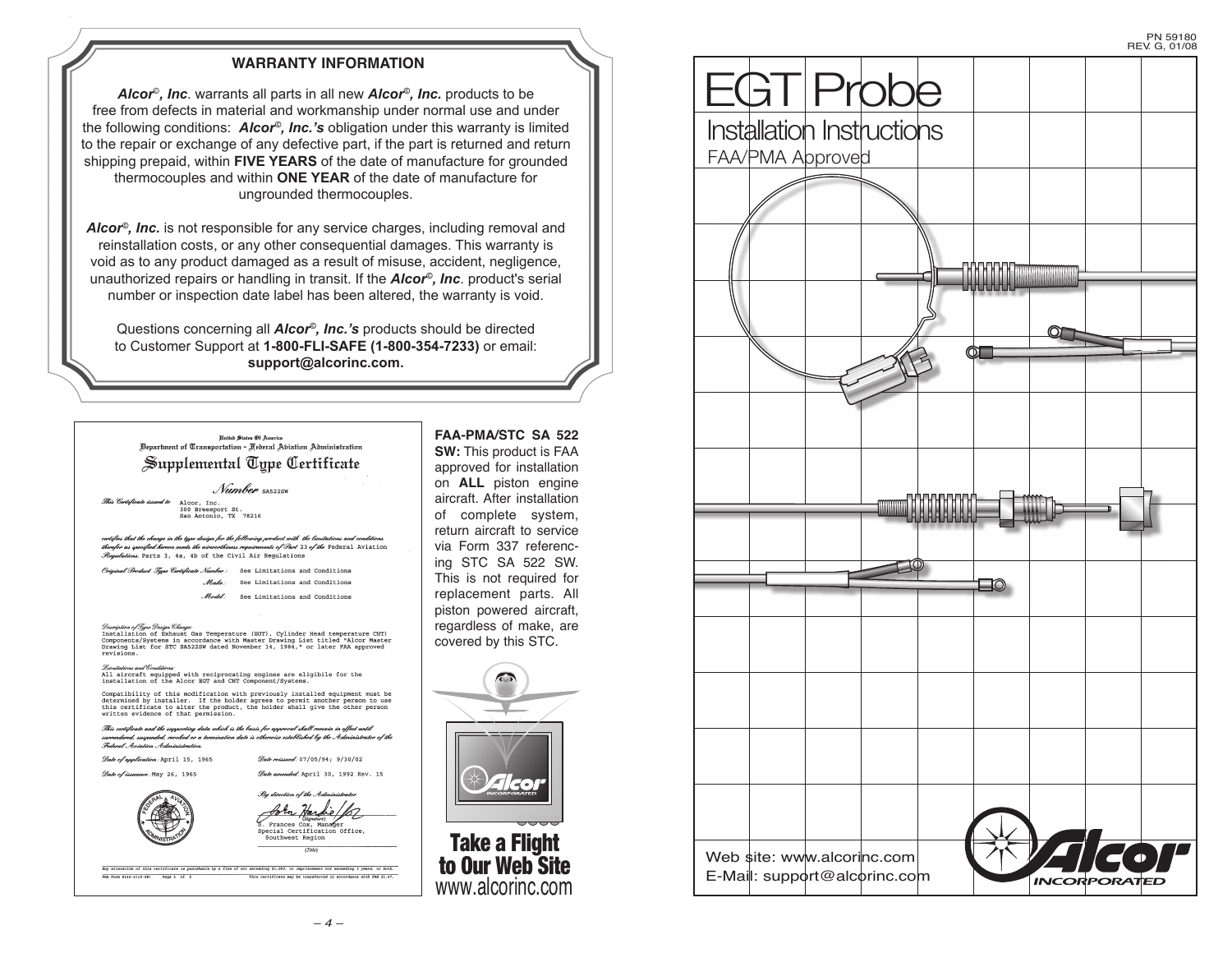## WARRANTY INFORMATION

***Alcor©, Inc***. warrants all parts in all new ***Alcor©, Inc.*** products to be free from defects in material and workmanship under normal use and under the following conditions: ***Alcor©, Inc.'s*** obligation under this warranty is limited to the repair or exchange of any defective part, if the part is returned and return shipping prepaid, within **FIVE YEARS** of the date of manufacture for grounded thermocouples and within **ONE YEAR** of the date of manufacture for ungrounded thermocouples.

***Alcor©, Inc.*** is not responsible for any service charges, including removal and reinstallation costs, or any other consequential damages. This warranty is void as to any product damaged as a result of misuse, accident, negligence, unauthorized repairs or handling in transit. If the ***Alcor©, Inc***. product's serial number or inspection date label has been altered, the warranty is void.

Questions concerning all ***Alcor©, Inc.'s*** products should be directed to Customer Support at **1-800-FLI-SAFE (1-800-354-7233)** or email: **support@alcorinc.com.**

United States Of America
Department of Transportation - Federal Aviation Administration

### Supplemental Type Certificate

*Number* SA522SW

*This Certificate issued to* Alcor, Inc.
300 Breesport St.
San Antonio, TX 78216

*certifies that the change in the type design for the following product with the limitations and conditions therefor as specified hereon meets the airworthiness requirements of Part* 23 *of the* Federal Aviation *Regulations.* Parts 3, 4a, 4b of the Civil Air Regulations

*Original Product Type Certificate Number:* See Limitations and Conditions
*Make:* See Limitations and Conditions
*Model:* See Limitations and Conditions

*Description of Type Design Change:*
Installation of Exhaust Gas Temperature (EGT), Cylinder Head temperature CHT) Components/Systems in accordance with Master Drawing List titled "Alcor Master Drawing List for STC SA522SW dated November 14, 1984," or later FAA approved revisions.

*Limitations and Conditions:*
All aircraft equipped with reciprocating engines are eligibile for the installation of the Alcor EGT and CHT Component/Systems.

Compatibility of this modification with previously installed equipment must be determined by installer. If the holder agrees to permit another person to use this certificate to alter the product, the holder shall give the other person written evidence of that permission.

*This certificate and the supporting data which is the basis for approval shall remain in effect until surrendered, suspended, revoked or a termination date is otherwise established by the Administrator of the Federal Aviation Administration.*

*Date of application:* April 15, 1965
*Date reissued:* 07/05/94; 9/30/02
*Date of issuance:* May 26, 1965
*Date amended:* April 30, 1992 Rev. 15

*By direction of the Administrator*

(Signature)
S. Frances Cox, Manager
Special Certification Office,
Southwest Region

(Title)

Any alteration of this certificate is punishable by a fine of not exceeding $1,000, or imprisonment not exceeding 3 years, or both.

FAA FORM 8110-2(10-68) Page 1 of 2 This certificate may be transferred in accordance with FAR 21.47.

**FAA-PMA/STC SA 522 SW:** This product is FAA approved for installation on **ALL** piston engine aircraft. After installation of complete system, return aircraft to service via Form 337 referencing STC SA 522 SW. This is not required for replacement parts. All piston powered aircraft, regardless of make, are covered by this STC.

Alcor INCORPORATED

**Take a Flight to Our Web Site**
www.alcorinc.com

PN 59180
REV. G, 01/08

# EGT Probe

## Installation Instructions

FAA/PMA Approved

Web site: www.alcorinc.com
E-Mail: support@alcorinc.com

Alcor INCORPORATED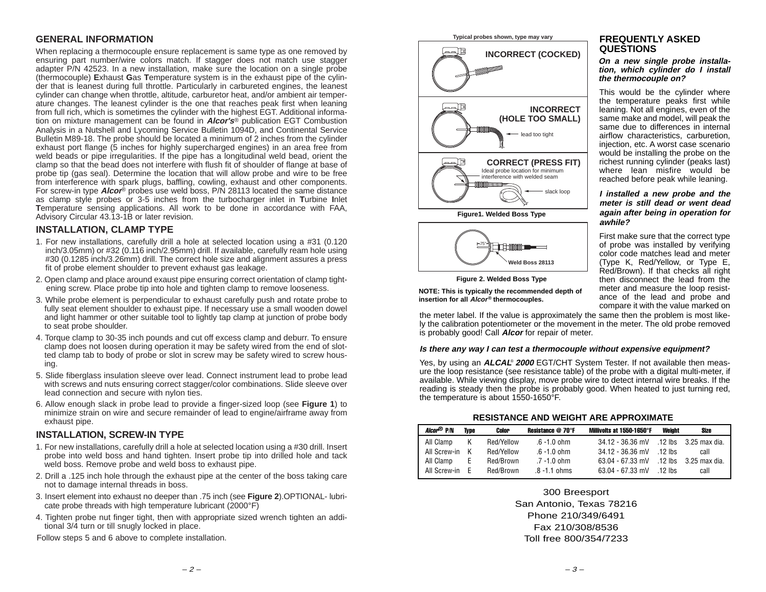## GENERAL INFORMATION

When replacing a thermocouple ensure replacement is same type as one removed by ensuring part number/wire colors match. If stagger does not match use stagger adapter P/N 42523. In a new installation, make sure the location on a single probe (thermocouple) **E**xhaust **G**as **T**emperature system is in the exhaust pipe of the cylinder that is leanest during full throttle. Particularly in carbureted engines, the leanest cylinder can change when throttle, altitude, carburetor heat, and/or ambient air temperature changes. The leanest cylinder is the one that reaches peak first when leaning from full rich, which is sometimes the cylinder with the highest EGT. Additional information on mixture management can be found in ***Alcor's***® publication EGT Combustion Analysis in a Nutshell and Lycoming Service Bulletin 1094D, and Continental Service Bulletin M89-18. The probe should be located a minimum of 2 inches from the cylinder exhaust port flange (5 inches for highly supercharged engines) in an area free from weld beads or pipe irregularities. If the pipe has a longitudinal weld bead, orient the clamp so that the bead does not interfere with flush fit of shoulder of flange at base of probe tip (gas seal). Determine the location that will allow probe and wire to be free from interference with spark plugs, baffling, cowling, exhaust and other components. For screw-in type ***Alcor***® probes use weld boss, P/N 28113 located the same distance as clamp style probes or 3-5 inches from the turbocharger inlet in **T**urbine **I**nlet **T**emperature sensing applications. All work to be done in accordance with FAA, Advisory Circular 43.13-1B or later revision.

## INSTALLATION, CLAMP TYPE

1. For new installations, carefully drill a hole at selected location using a #31 (0.120 inch/3.05mm) or #32 (0.116 inch/2.95mm) drill. If available, carefully ream hole using #30 (0.1285 inch/3.26mm) drill. The correct hole size and alignment assures a press fit of probe element shoulder to prevent exhaust gas leakage.
2. Open clamp and place around exaust pipe ensuring correct orientation of clamp tightening screw. Place probe tip into hole and tighten clamp to remove looseness.
3. While probe element is perpendicular to exhaust carefully push and rotate probe to fully seat element shoulder to exhaust pipe. If necessary use a small wooden dowel and light hammer or other suitable tool to lightly tap clamp at junction of probe body to seat probe shoulder.
4. Torque clamp to 30-35 inch pounds and cut off excess clamp and deburr. To ensure clamp does not loosen during operation it may be safety wired from the end of slotted clamp tab to body of probe or slot in screw may be safety wired to screw housing.
5. Slide fiberglass insulation sleeve over lead. Connect instrument lead to probe lead with screws and nuts ensuring correct stagger/color combinations. Slide sleeve over lead connection and secure with nylon ties.
6. Allow enough slack in probe lead to provide a finger-sized loop (see **Figure 1**) to minimize strain on wire and secure remainder of lead to engine/airframe away from exhaust pipe.

## INSTALLATION, SCREW-IN TYPE

1. For new installations, carefully drill a hole at selected location using a #30 drill. Insert probe into weld boss and hand tighten. Insert probe tip into drilled hole and tack weld boss. Remove probe and weld boss to exhaust pipe.
2. Drill a .125 inch hole through the exhaust pipe at the center of the boss taking care not to damage internal threads in boss.
3. Insert element into exhaust no deeper than .75 inch (see **Figure 2**).OPTIONAL- lubricate probe threads with high temperature lubricant (2000°F)
4. Tighten probe nut finger tight, then with appropriate sized wrench tighten an additional 3/4 turn or till snugly locked in place.

Follow steps 5 and 6 above to complete installation.

**Typical probes shown, type may vary**

**INCORRECT (COCKED)**

**INCORRECT (HOLE TOO SMALL)**

lead too tight

**CORRECT (PRESS FIT)**

Ideal probe location for minimum interference with welded seam

slack loop

**Figure1. Welded Boss Type**

.75"

**Weld Boss 28113**

**Figure 2. Welded Boss Type**

**NOTE: This is typically the recommended depth of insertion for all *Alcor*® thermocouples.**

## FREQUENTLY ASKED QUESTIONS

***On a new single probe installation, which cylinder do I install the thermocouple on?***

This would be the cylinder where the temperature peaks first while leaning. Not all engines, even of the same make and model, will peak the same due to differences in internal airflow characteristics, carburetion, injection, etc. A worst case scenario would be installing the probe on the richest running cylinder (peaks last) where lean misfire would be reached before peak while leaning.

***I installed a new probe and the meter is still dead or went dead again after being in operation for awhile?***

First make sure that the correct type of probe was installed by verifying color code matches lead and meter (Type K, Red/Yellow, or Type E, Red/Brown). If that checks all right then disconnect the lead from the meter and measure the loop resistance of the lead and probe and compare it with the value marked on the meter label. If the value is approximately the same then the problem is most likely the calibration potentiometer or the movement in the meter. The old probe removed is probably good! Call ***Alcor*** for repair of meter.

***Is there any way I can test a thermocouple without expensive equipment?***

Yes, by using an ***ALCAL***® ***2000*** EGT/CHT System Tester. If not available then measure the loop resistance (see resistance table) of the probe with a digital multi-meter, if available. While viewing display, move probe wire to detect internal wire breaks. If the reading is steady then the probe is probably good. When heated to just turning red, the temperature is about 1550-1650°F.

**RESISTANCE AND WEIGHT ARE APPROXIMATE**

| *Alcor*® P/N | Type | Color | Resistance @ 70°F | Millivolts at 1550-1650°F | Weight | Size |
|---|---|---|---|---|---|---|
| All Clamp | K | Red/Yellow | .6 -1.0 ohm | 34.12 - 36.36 mV | .12 lbs | 3.25 max dia. |
| All Screw-in | K | Red/Yellow | .6 -1.0 ohm | 34.12 - 36.36 mV | .12 lbs | call |
| All Clamp | E | Red/Brown | .7 -1.0 ohm | 63.04 - 67.33 mV | .12 lbs | 3.25 max dia. |
| All Screw-in | E | Red/Brown | .8 -1.1 ohms | 63.04 - 67.33 mV | .12 lbs | call |

300 Breesport
San Antonio, Texas 78216
Phone 210/349/6491
Fax 210/308/8536
Toll free 800/354/7233